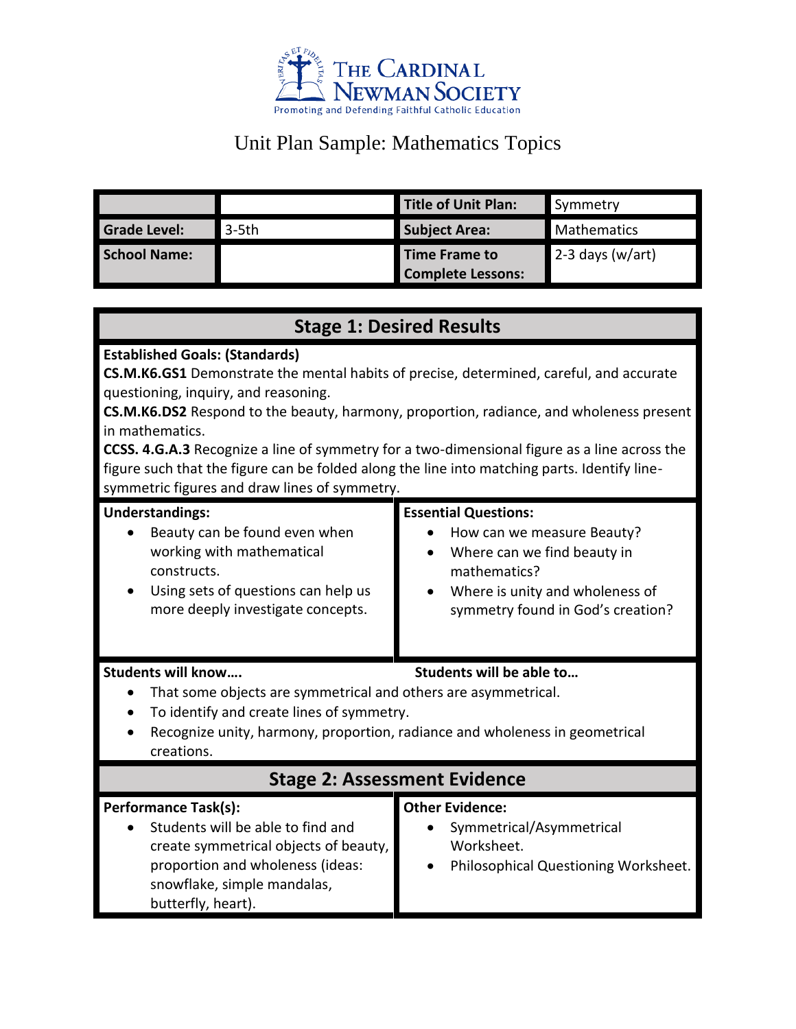The Cardinal Newman Society

Promoting and Defending Faithful Catholic Education

# Unit Plan Sample: Mathematics Topics

| | | **Title of Unit Plan:** | Symmetry |
|---|---|---|---|
| **Grade Level:** | 3-5th | **Subject Area:** | Mathematics |
| **School Name:** | | **Time Frame to Complete Lessons:** | 2-3 days (w/art) |

## Stage 1: Desired Results

**Established Goals: (Standards)**

**CS.M.K6.GS1** Demonstrate the mental habits of precise, determined, careful, and accurate questioning, inquiry, and reasoning.

**CS.M.K6.DS2** Respond to the beauty, harmony, proportion, radiance, and wholeness present in mathematics.

**CCSS. 4.G.A.3** Recognize a line of symmetry for a two-dimensional figure as a line across the figure such that the figure can be folded along the line into matching parts. Identify line-symmetric figures and draw lines of symmetry.

**Understandings:**

- Beauty can be found even when working with mathematical constructs.
- Using sets of questions can help us more deeply investigate concepts.

**Essential Questions:**

- How can we measure Beauty?
- Where can we find beauty in mathematics?
- Where is unity and wholeness of symmetry found in God's creation?

**Students will know….** **Students will be able to…**

- That some objects are symmetrical and others are asymmetrical.
- To identify and create lines of symmetry.
- Recognize unity, harmony, proportion, radiance and wholeness in geometrical creations.

## Stage 2: Assessment Evidence

**Performance Task(s):**

- Students will be able to find and create symmetrical objects of beauty, proportion and wholeness (ideas: snowflake, simple mandalas, butterfly, heart).

**Other Evidence:**

- Symmetrical/Asymmetrical Worksheet.
- Philosophical Questioning Worksheet.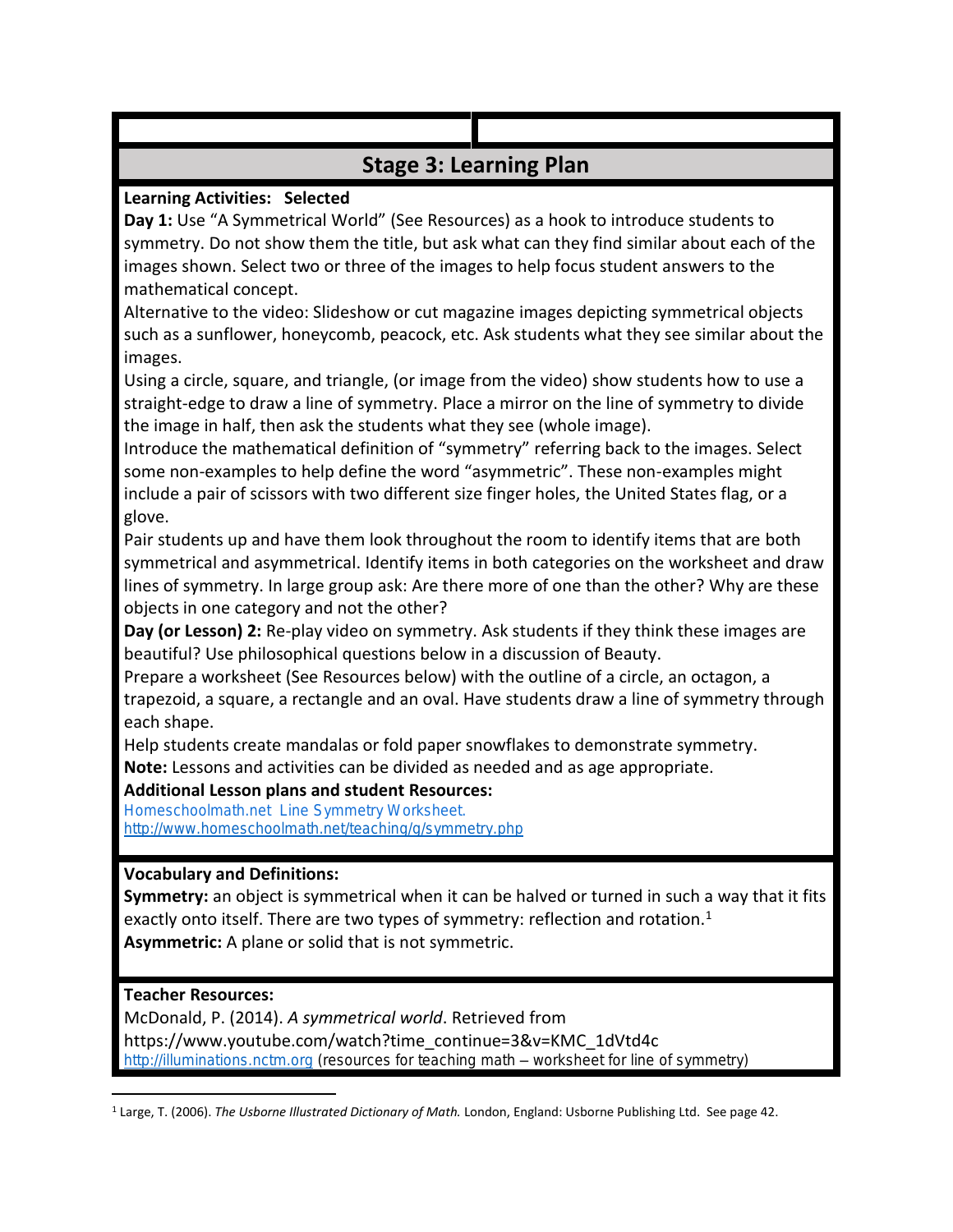## Stage 3: Learning Plan

**Learning Activities: Selected**

**Day 1:** Use "A Symmetrical World" (See Resources) as a hook to introduce students to symmetry. Do not show them the title, but ask what can they find similar about each of the images shown. Select two or three of the images to help focus student answers to the mathematical concept.

Alternative to the video: Slideshow or cut magazine images depicting symmetrical objects such as a sunflower, honeycomb, peacock, etc. Ask students what they see similar about the images.

Using a circle, square, and triangle, (or image from the video) show students how to use a straight-edge to draw a line of symmetry. Place a mirror on the line of symmetry to divide the image in half, then ask the students what they see (whole image).

Introduce the mathematical definition of "symmetry" referring back to the images. Select some non-examples to help define the word "asymmetric". These non-examples might include a pair of scissors with two different size finger holes, the United States flag, or a glove.

Pair students up and have them look throughout the room to identify items that are both symmetrical and asymmetrical. Identify items in both categories on the worksheet and draw lines of symmetry. In large group ask: Are there more of one than the other? Why are these objects in one category and not the other?

**Day (or Lesson) 2:** Re-play video on symmetry. Ask students if they think these images are beautiful? Use philosophical questions below in a discussion of Beauty.

Prepare a worksheet (See Resources below) with the outline of a circle, an octagon, a trapezoid, a square, a rectangle and an oval. Have students draw a line of symmetry through each shape.

Help students create mandalas or fold paper snowflakes to demonstrate symmetry.

**Note:** Lessons and activities can be divided as needed and as age appropriate.

**Additional Lesson plans and student Resources:**

Homeschoolmath.net Line Symmetry Worksheet.
http://www.homeschoolmath.net/teaching/g/symmetry.php

**Vocabulary and Definitions:**

**Symmetry:** an object is symmetrical when it can be halved or turned in such a way that it fits exactly onto itself. There are two types of symmetry: reflection and rotation.[1]

**Asymmetric:** A plane or solid that is not symmetric.

**Teacher Resources:**

McDonald, P. (2014). *A symmetrical world*. Retrieved from https://www.youtube.com/watch?time_continue=3&v=KMC_1dVtd4c

http://illuminations.nctm.org (resources for teaching math – worksheet for line of symmetry)

---

[1] Large, T. (2006). *The Usborne Illustrated Dictionary of Math.* London, England: Usborne Publishing Ltd. See page 42.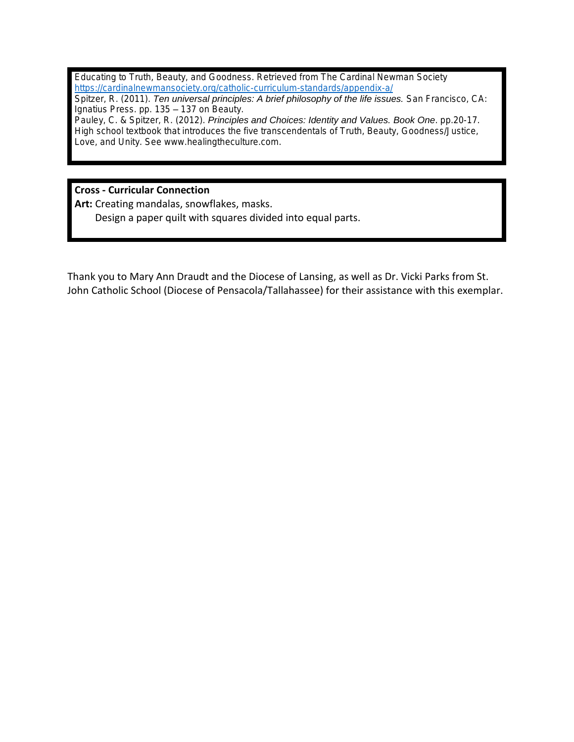Educating to Truth, Beauty, and Goodness. Retrieved from The Cardinal Newman Society https://cardinalnewmansociety.org/catholic-curriculum-standards/appendix-a/

Spitzer, R. (2011). *Ten universal principles: A brief philosophy of the life issues.* San Francisco, CA: Ignatius Press. pp. 135 – 137 on Beauty.

Pauley, C. & Spitzer, R. (2012). *Principles and Choices: Identity and Values. Book One*. pp.20-17. High school textbook that introduces the five transcendentals of Truth, Beauty, Goodness/Justice, Love, and Unity. See www.healingtheculture.com.

**Cross - Curricular Connection**

**Art:** Creating mandalas, snowflakes, masks.

Design a paper quilt with squares divided into equal parts.

Thank you to Mary Ann Draudt and the Diocese of Lansing, as well as Dr. Vicki Parks from St. John Catholic School (Diocese of Pensacola/Tallahassee) for their assistance with this exemplar.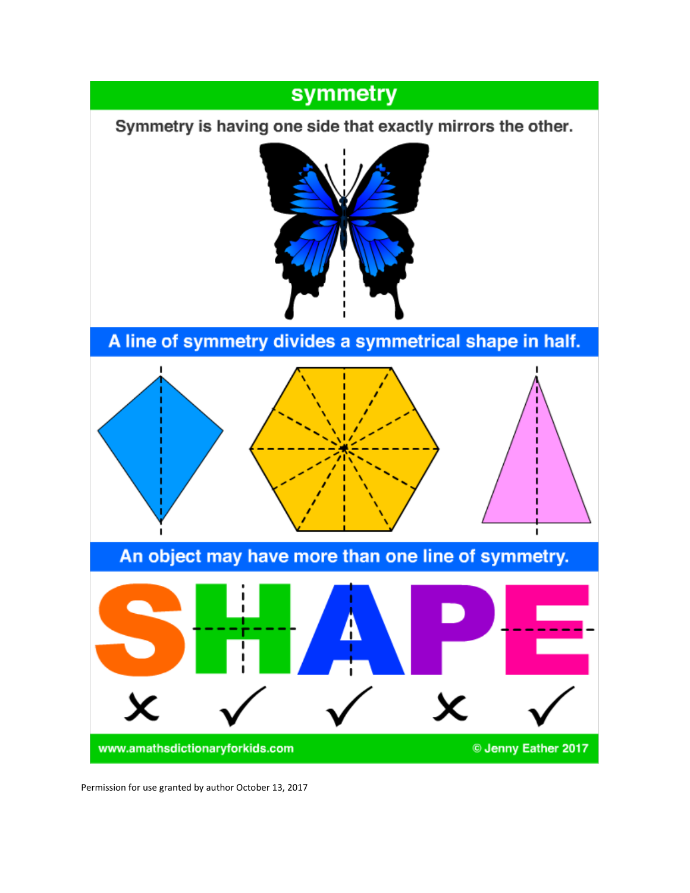# symmetry

Symmetry is having one side that exactly mirrors the other.

**A line of symmetry divides a symmetrical shape in half.**

**An object may have more than one line of symmetry.**

SHAPE

✗ ✓ ✓ ✗ ✓

www.amathsdictionaryforkids.com © Jenny Eather 2017

Permission for use granted by author October 13, 2017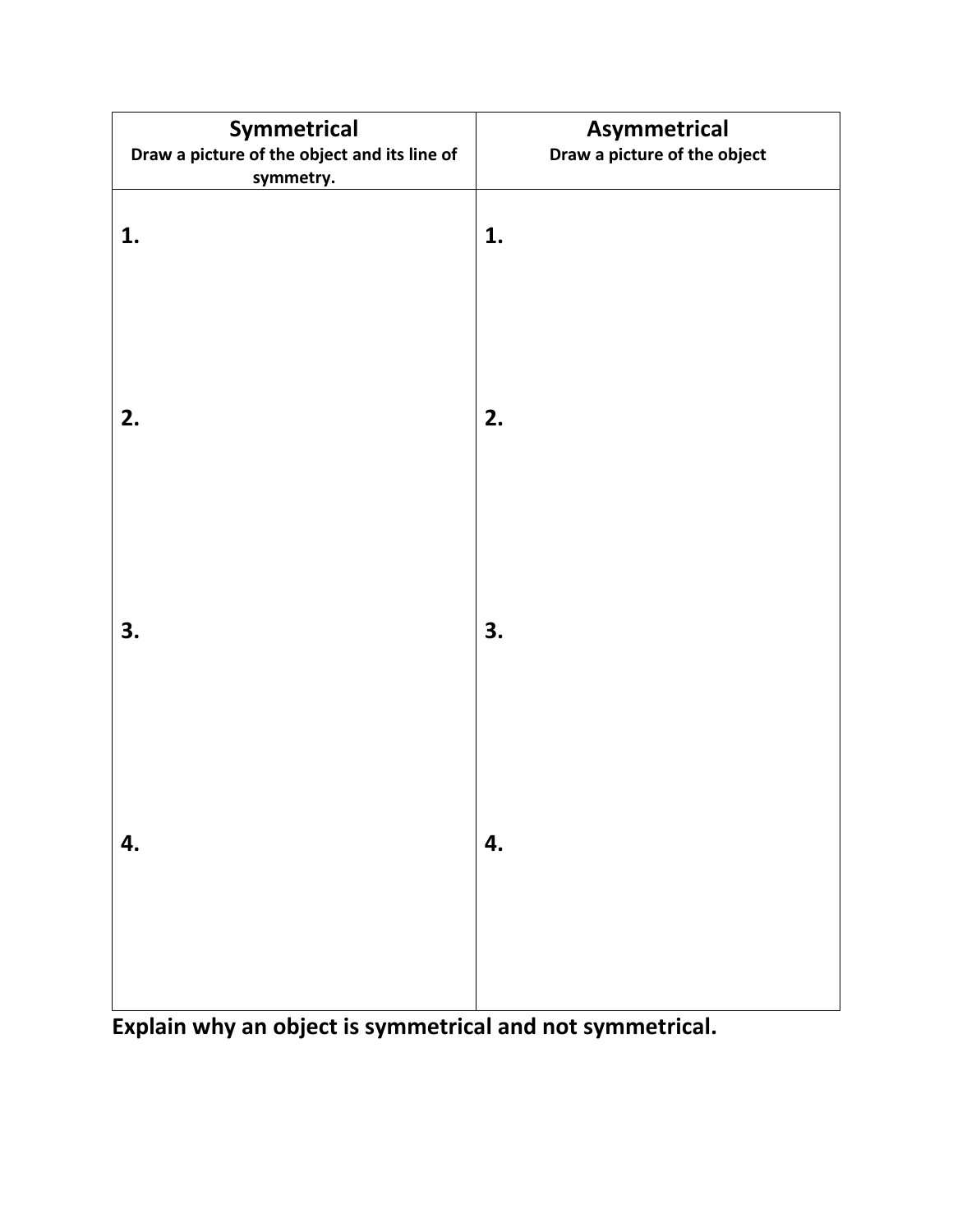| **Symmetrical**<br>**Draw a picture of the object and its line of symmetry.** | **Asymmetrical**<br>**Draw a picture of the object** |
| --- | --- |
| **1.** | **1.** |
| **2.** | **2.** |
| **3.** | **3.** |
| **4.** | **4.** |

**Explain why an object is symmetrical and not symmetrical.**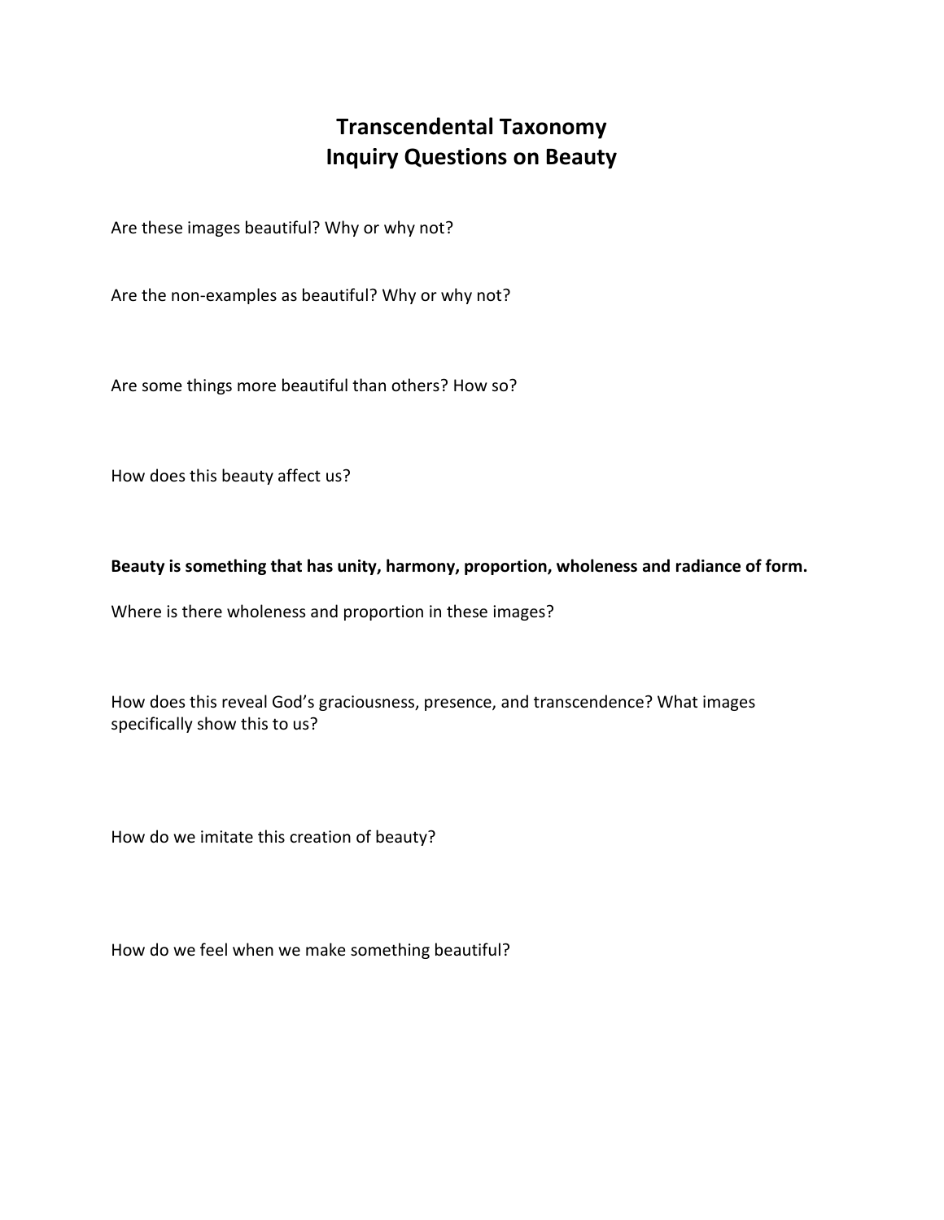# Transcendental Taxonomy
# Inquiry Questions on Beauty

Are these images beautiful? Why or why not?

Are the non-examples as beautiful? Why or why not?

Are some things more beautiful than others? How so?

How does this beauty affect us?

**Beauty is something that has unity, harmony, proportion, wholeness and radiance of form.**

Where is there wholeness and proportion in these images?

How does this reveal God's graciousness, presence, and transcendence? What images specifically show this to us?

How do we imitate this creation of beauty?

How do we feel when we make something beautiful?